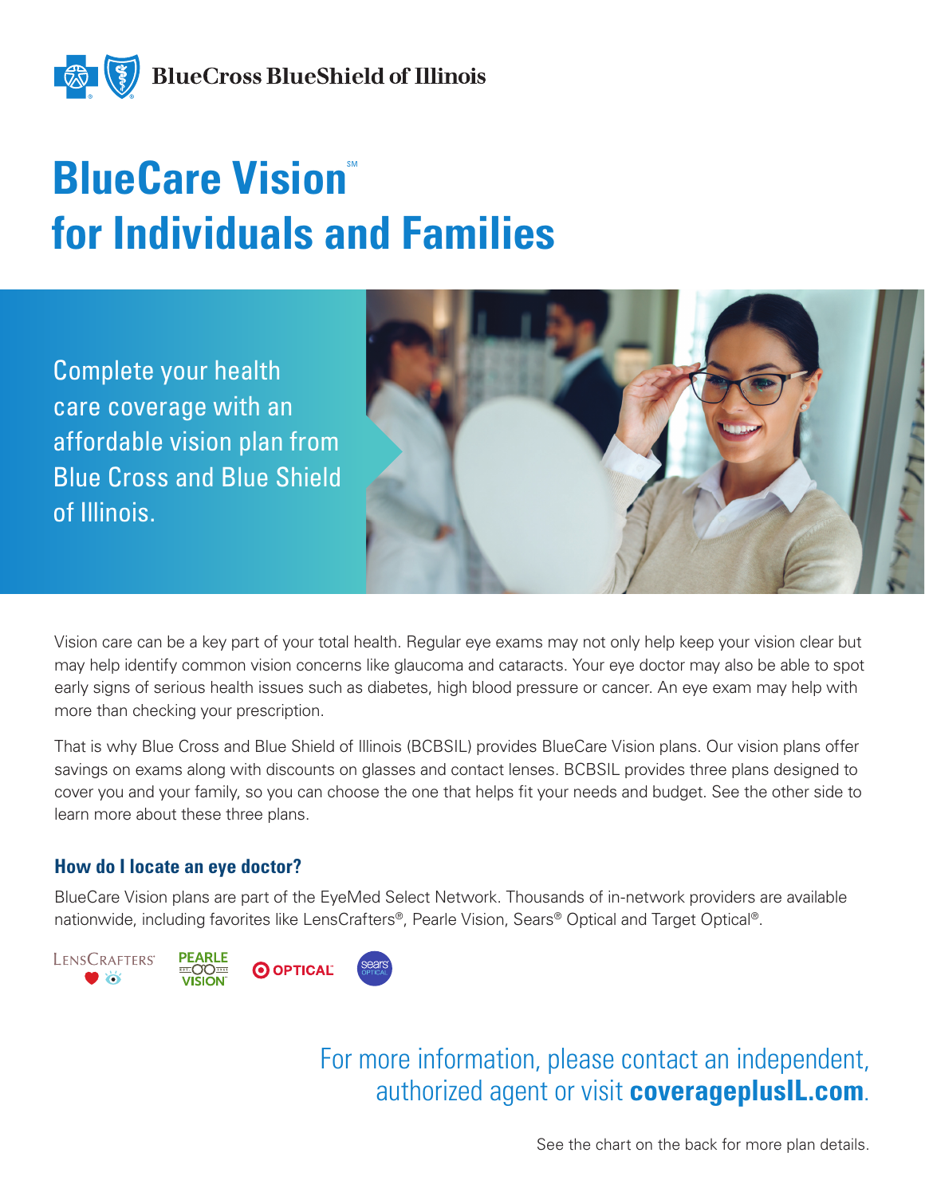BlueCross BlueShield of Illinois

# BlueCare Vision℠ for Individuals and Families

Complete your health care coverage with an affordable vision plan from Blue Cross and Blue Shield of Illinois.

Vision care can be a key part of your total health. Regular eye exams may not only help keep your vision clear but may help identify common vision concerns like glaucoma and cataracts. Your eye doctor may also be able to spot early signs of serious health issues such as diabetes, high blood pressure or cancer. An eye exam may help with more than checking your prescription.

That is why Blue Cross and Blue Shield of Illinois (BCBSIL) provides BlueCare Vision plans. Our vision plans offer savings on exams along with discounts on glasses and contact lenses. BCBSIL provides three plans designed to cover you and your family, so you can choose the one that helps fit your needs and budget. See the other side to learn more about these three plans.

### How do I locate an eye doctor?

BlueCare Vision plans are part of the EyeMed Select Network. Thousands of in-network providers are available nationwide, including favorites like LensCrafters®, Pearle Vision, Sears® Optical and Target Optical®.

For more information, please contact an independent, authorized agent or visit **coverageplusIL.com**.

See the chart on the back for more plan details.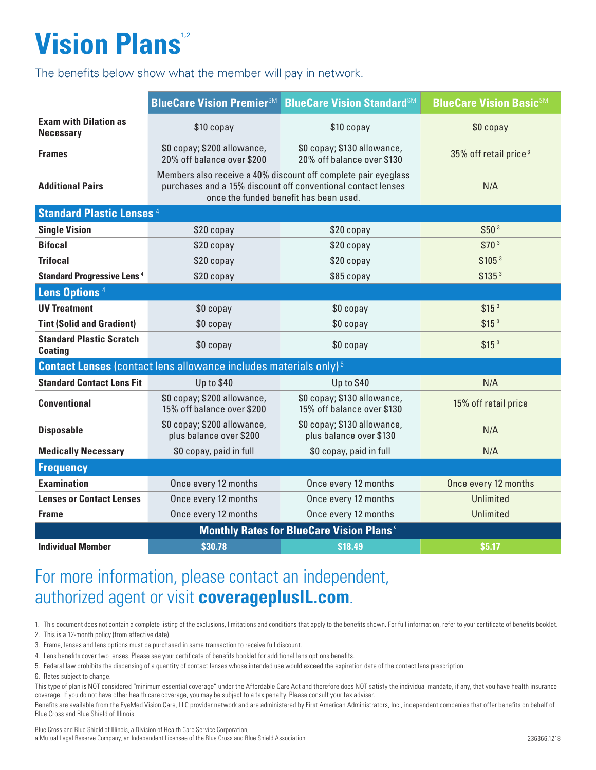# Vision Plans[1,2]

The benefits below show what the member will pay in network.

| | BlueCare Vision Premier℠ | BlueCare Vision Standard℠ | BlueCare Vision Basic℠ |
|---|---|---|---|
| **Exam with Dilation as Necessary** | $10 copay | $10 copay | $0 copay |
| **Frames** | $0 copay; $200 allowance, 20% off balance over $200 | $0 copay; $130 allowance, 20% off balance over $130 | 35% off retail price[3] |
| **Additional Pairs** | Members also receive a 40% discount off complete pair eyeglass purchases and a 15% discount off conventional contact lenses once the funded benefit has been used. | | N/A |
| **Standard Plastic Lenses**[4] | | | |
| **Single Vision** | $20 copay | $20 copay | $50[3] |
| **Bifocal** | $20 copay | $20 copay | $70[3] |
| **Trifocal** | $20 copay | $20 copay | $105[3] |
| **Standard Progressive Lens**[4] | $20 copay | $85 copay | $135[3] |
| **Lens Options**[4] | | | |
| **UV Treatment** | $0 copay | $0 copay | $15[3] |
| **Tint (Solid and Gradient)** | $0 copay | $0 copay | $15[3] |
| **Standard Plastic Scratch Coating** | $0 copay | $0 copay | $15[3] |
| **Contact Lenses** (contact lens allowance includes materials only)[5] | | | |
| **Standard Contact Lens Fit** | Up to $40 | Up to $40 | N/A |
| **Conventional** | $0 copay; $200 allowance, 15% off balance over $200 | $0 copay; $130 allowance, 15% off balance over $130 | 15% off retail price |
| **Disposable** | $0 copay; $200 allowance, plus balance over $200 | $0 copay; $130 allowance, plus balance over $130 | N/A |
| **Medically Necessary** | $0 copay, paid in full | $0 copay, paid in full | N/A |
| **Frequency** | | | |
| **Examination** | Once every 12 months | Once every 12 months | Once every 12 months |
| **Lenses or Contact Lenses** | Once every 12 months | Once every 12 months | Unlimited |
| **Frame** | Once every 12 months | Once every 12 months | Unlimited |
| **Monthly Rates for BlueCare Vision Plans**[6] | | | |
| **Individual Member** | $30.78 | $18.49 | $5.17 |

For more information, please contact an independent, authorized agent or visit **coverageplusIL.com**.

1. This document does not contain a complete listing of the exclusions, limitations and conditions that apply to the benefits shown. For full information, refer to your certificate of benefits booklet.
2. This is a 12-month policy (from effective date).
3. Frame, lenses and lens options must be purchased in same transaction to receive full discount.
4. Lens benefits cover two lenses. Please see your certificate of benefits booklet for additional lens options benefits.
5. Federal law prohibits the dispensing of a quantity of contact lenses whose intended use would exceed the expiration date of the contact lens prescription.
6. Rates subject to change.

This type of plan is NOT considered "minimum essential coverage" under the Affordable Care Act and therefore does NOT satisfy the individual mandate, if any, that you have health insurance coverage. If you do not have other health care coverage, you may be subject to a tax penalty. Please consult your tax adviser.

Benefits are available from the EyeMed Vision Care, LLC provider network and are administered by First American Administrators, Inc., independent companies that offer benefits on behalf of Blue Cross and Blue Shield of Illinois.

Blue Cross and Blue Shield of Illinois, a Division of Health Care Service Corporation, a Mutual Legal Reserve Company, an Independent Licensee of the Blue Cross and Blue Shield Association

236366.1218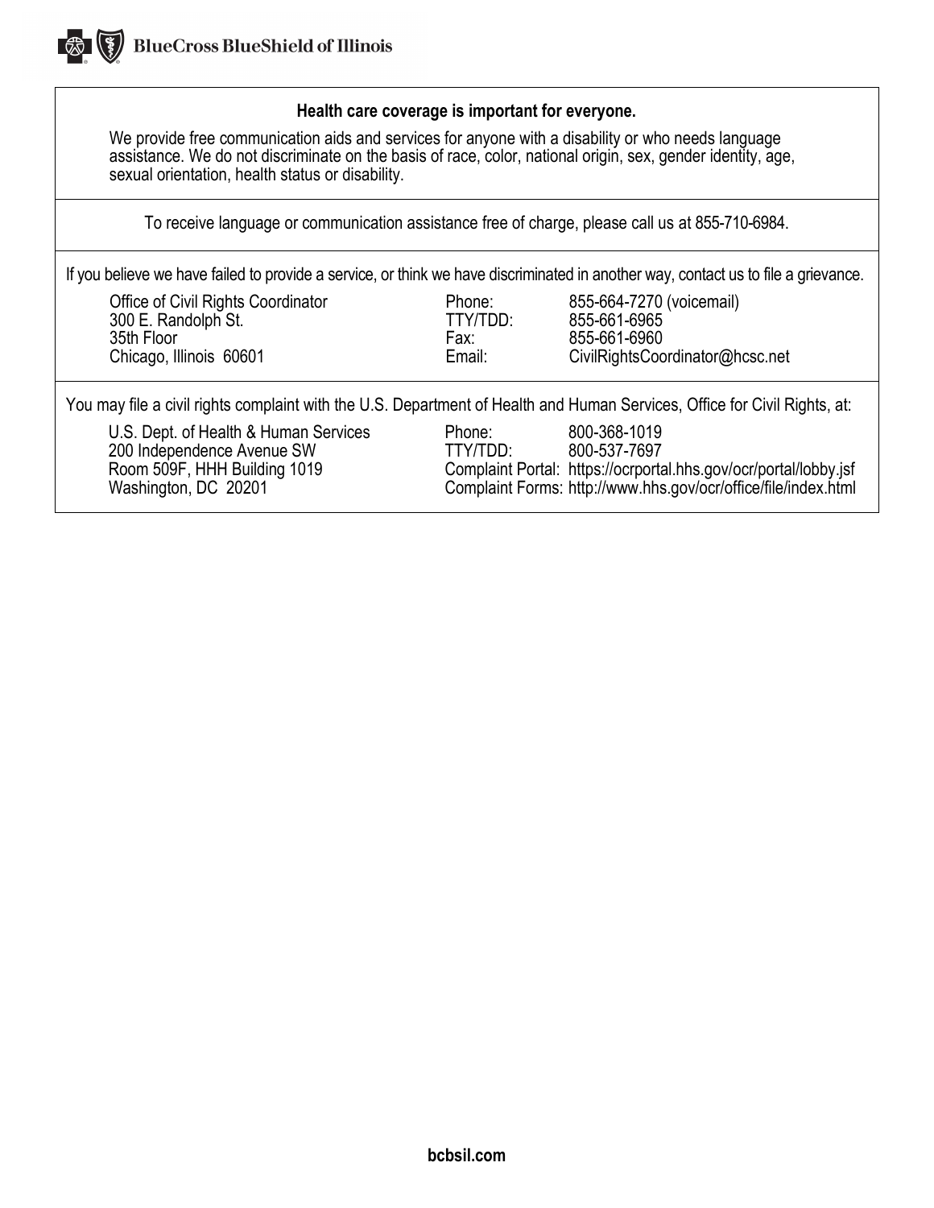BlueCross BlueShield of Illinois

**Health care coverage is important for everyone.**

We provide free communication aids and services for anyone with a disability or who needs language assistance. We do not discriminate on the basis of race, color, national origin, sex, gender identity, age, sexual orientation, health status or disability.

To receive language or communication assistance free of charge, please call us at 855-710-6984.

If you believe we have failed to provide a service, or think we have discriminated in another way, contact us to file a grievance.

| | | |
|---|---|---|
| Office of Civil Rights Coordinator | Phone: | 855-664-7270 (voicemail) |
| 300 E. Randolph St. | TTY/TDD: | 855-661-6965 |
| 35th Floor | Fax: | 855-661-6960 |
| Chicago, Illinois 60601 | Email: | CivilRightsCoordinator@hcsc.net |

You may file a civil rights complaint with the U.S. Department of Health and Human Services, Office for Civil Rights, at:

| | | |
|---|---|---|
| U.S. Dept. of Health & Human Services | Phone: | 800-368-1019 |
| 200 Independence Avenue SW | TTY/TDD: | 800-537-7697 |
| Room 509F, HHH Building 1019 | Complaint Portal: | https://ocrportal.hhs.gov/ocr/portal/lobby.jsf |
| Washington, DC 20201 | Complaint Forms: | http://www.hhs.gov/ocr/office/file/index.html |

**bcbsil.com**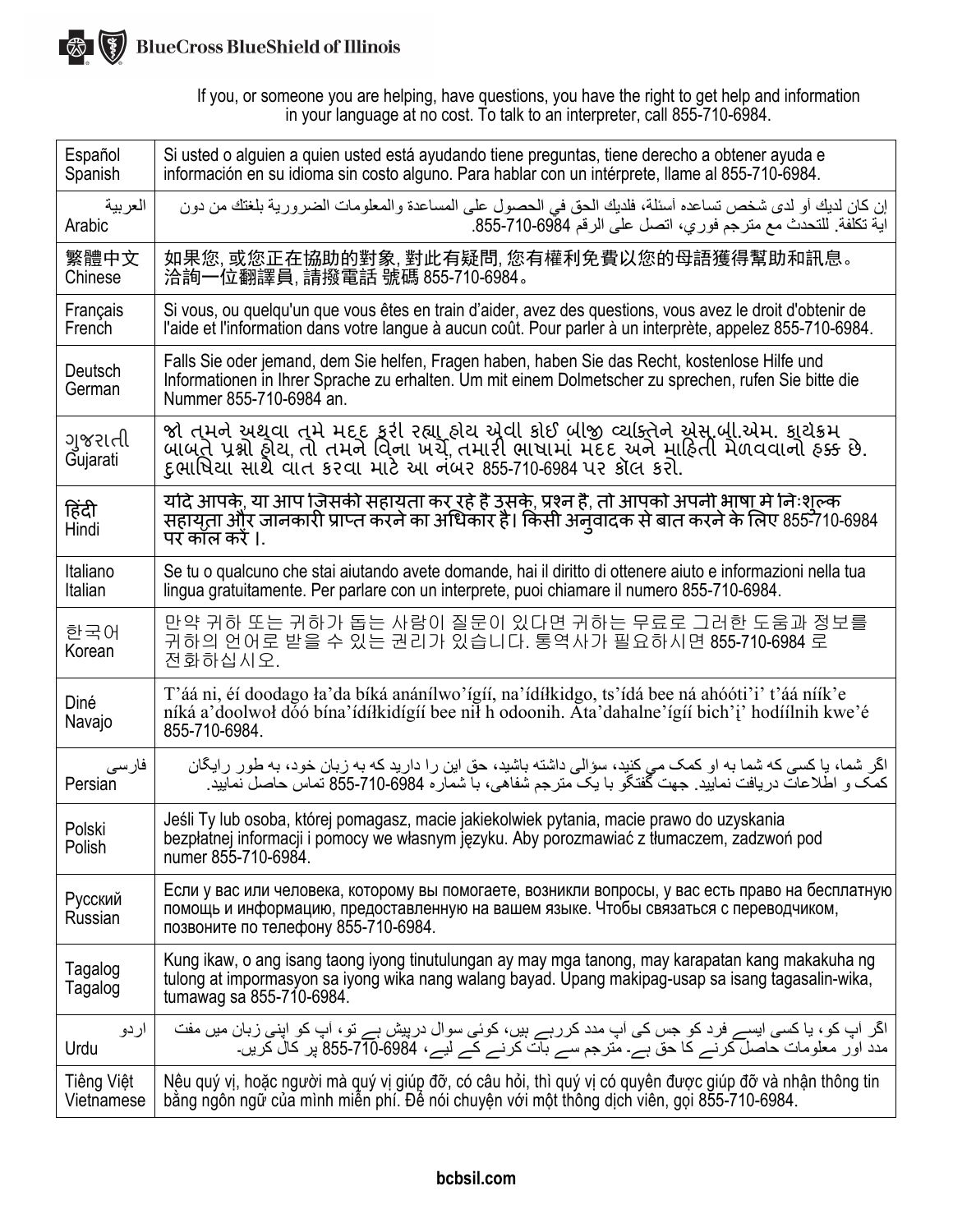BlueCross BlueShield of Illinois

If you, or someone you are helping, have questions, you have the right to get help and information in your language at no cost. To talk to an interpreter, call 855-710-6984.

| | |
|---|---|
| Español<br>Spanish | Si usted o alguien a quien usted está ayudando tiene preguntas, tiene derecho a obtener ayuda e información en su idioma sin costo alguno. Para hablar con un intérprete, llame al 855-710-6984. |
| العربية<br>Arabic | إن كان لديك أو لدى شخص تساعده أسئلة، فلديك الحق في الحصول على المساعدة والمعلومات الضرورية بلغتك من دون اية تكلفة. للتحدث مع مترجم فوري، اتصل على الرقم 855-710-6984. |
| 繁體中文<br>Chinese | 如果您, 或您正在協助的對象, 對此有疑問, 您有權利免費以您的母語獲得幫助和訊息。洽詢一位翻譯員, 請撥電話 號碼 855-710-6984。 |
| Français<br>French | Si vous, ou quelqu'un que vous êtes en train d'aider, avez des questions, vous avez le droit d'obtenir de l'aide et l'information dans votre langue à aucun coût. Pour parler à un interprète, appelez 855-710-6984. |
| Deutsch<br>German | Falls Sie oder jemand, dem Sie helfen, Fragen haben, haben Sie das Recht, kostenlose Hilfe und Informationen in Ihrer Sprache zu erhalten. Um mit einem Dolmetscher zu sprechen, rufen Sie bitte die Nummer 855-710-6984 an. |
| ગુજરાતી<br>Gujarati | જો તમને અથવા તમે મદદ કરી રહ્યા હોય એવી કોઈ બીજી વ્યક્તિને એસ.બી.એમ. કાયક્રમ બાબતે પ્રશ્નો હોય, તો તમને વિના ખર્ચે, તમારી ભાષામાં મદદ અને માહિતી મેળવવાનો હક્ક છે. દુભાષિયા સાથે વાત કરવા માટે આ નંબર 855-710-6984 પર કૉલ કરો. |
| हिंदी<br>Hindi | यदि आपके, या आप जिसकी सहायता कर रहे हैं उसके, प्रश्न हैं, तो आपको अपनी भाषा में निःशुल्क सहायता और जानकारी प्राप्त करने का अधिकार है। किसी अनुवादक से बात करने के लिए 855-710-6984 पर कॉल करें । |
| Italiano<br>Italian | Se tu o qualcuno che stai aiutando avete domande, hai il diritto di ottenere aiuto e informazioni nella tua lingua gratuitamente. Per parlare con un interprete, puoi chiamare il numero 855-710-6984. |
| 한국어<br>Korean | 만약 귀하 또는 귀하가 돕는 사람이 질문이 있다면 귀하는 무료로 그러한 도움과 정보를 귀하의 언어로 받을 수 있는 권리가 있습니다. 통역사가 필요하시면 855-710-6984 로 전화하십시오. |
| Diné<br>Navajo | T'áá ni, éí doodago ła'da bíká anánílwo'ígíí, na'ídíłkidgo, ts'ídá bee ná ahóóti'i' t'áá níík'e níká a'doolwoł dóó bína'ídíłkidígíí bee nił h odoonih. Áta'dahalne'ígíí bich'į' hodíílnih kwe'é 855-710-6984. |
| فارسی<br>Persian | اگر شما، یا کسی که شما به او کمک می کنید، سؤالی داشته باشید، حق این را دارید که به زبان خود، به طور رایگان کمک و اطلاعات دریافت نمایید. جهت گفتگو با یک مترجم شفاهی، با شماره 855-710-6984 تماس حاصل نمایید. |
| Polski<br>Polish | Jeśli Ty lub osoba, której pomagasz, macie jakiekolwiek pytania, macie prawo do uzyskania bezpłatnej informacji i pomocy we własnym języku. Aby porozmawiać z tłumaczem, zadzwoń pod numer 855-710-6984. |
| Русский<br>Russian | Если у вас или человека, которому вы помогаете, возникли вопросы, у вас есть право на бесплатную помощь и информацию, предоставленную на вашем языке. Чтобы связаться с переводчиком, позвоните по телефону 855-710-6984. |
| Tagalog<br>Tagalog | Kung ikaw, o ang isang taong iyong tinutulungan ay may mga tanong, may karapatan kang makakuha ng tulong at impormasyon sa iyong wika nang walang bayad. Upang makipag-usap sa isang tagasalin-wika, tumawag sa 855-710-6984. |
| اردو<br>Urdu | اگر آپ کو، یا کسی ایسے فرد کو جس کی آپ مدد کررہے ہیں، کوئی سوال درپیش ہے تو، آپ کو اپنی زبان میں مفت مدد اور معلومات حاصل کرنے کا حق ہے۔ مترجم سے بات کرنے کے لیے، 855-710-6984 پر کال کریں۔ |
| Tiếng Việt<br>Vietnamese | Nếu quý vị, hoặc người mà quý vị giúp đỡ, có câu hỏi, thì quý vị có quyền được giúp đỡ và nhận thông tin bằng ngôn ngữ của mình miễn phí. Để nói chuyện với một thông dịch viên, gọi 855-710-6984. |

bcbsil.com